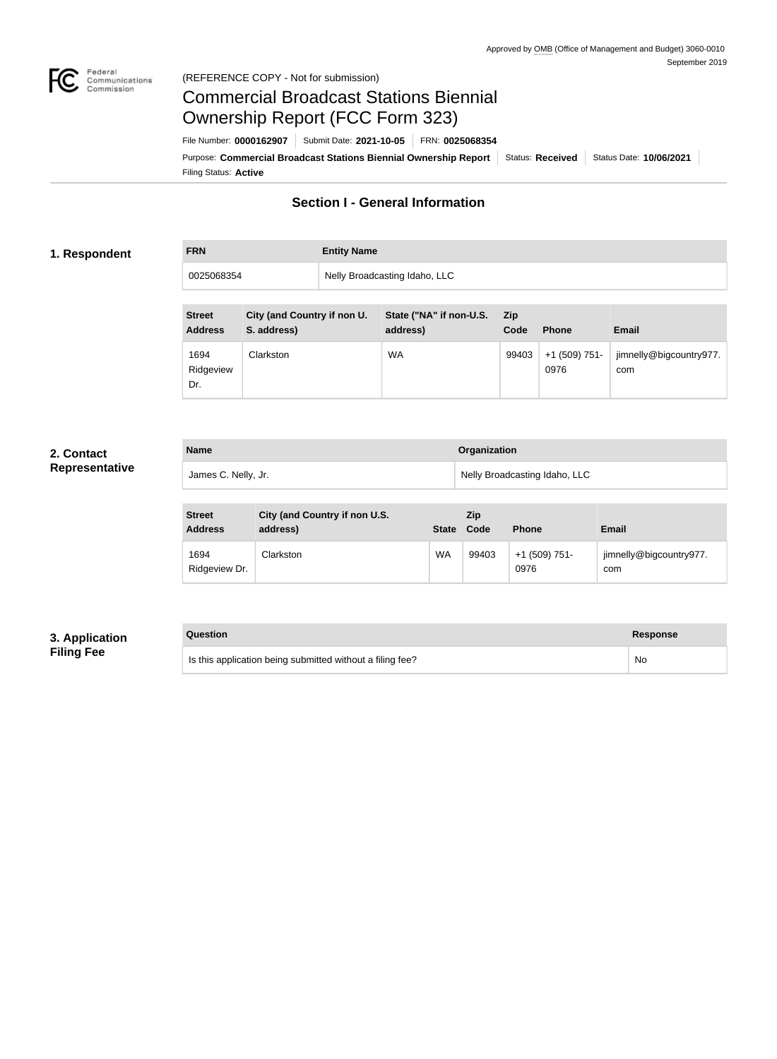Approved by OMB (Office of Management and Budget) 3060-0010
September 2019

(REFERENCE COPY - Not for submission)

# Commercial Broadcast Stations Biennial Ownership Report (FCC Form 323)

File Number: **0000162907** | Submit Date: **2021-10-05** | FRN: **0025068354**

Purpose: **Commercial Broadcast Stations Biennial Ownership Report** | Status: **Received** | Status Date: **10/06/2021**

Filing Status: **Active**

## Section I - General Information

### 1. Respondent

| FRN | Entity Name |
| --- | --- |
| 0025068354 | Nelly Broadcasting Idaho, LLC |

| Street Address | City (and Country if non U. S. address) | State ("NA" if non-U.S. address) | Zip Code | Phone | Email |
| --- | --- | --- | --- | --- | --- |
| 1694 Ridgeview Dr. | Clarkston | WA | 99403 | +1 (509) 751-0976 | jimnelly@bigcountry977.com |

### 2. Contact Representative

| Name | Organization |
| --- | --- |
| James C. Nelly, Jr. | Nelly Broadcasting Idaho, LLC |

| Street Address | City (and Country if non U.S. address) | State | Zip Code | Phone | Email |
| --- | --- | --- | --- | --- | --- |
| 1694 Ridgeview Dr. | Clarkston | WA | 99403 | +1 (509) 751-0976 | jimnelly@bigcountry977.com |

### 3. Application Filing Fee

| Question | Response |
| --- | --- |
| Is this application being submitted without a filing fee? | No |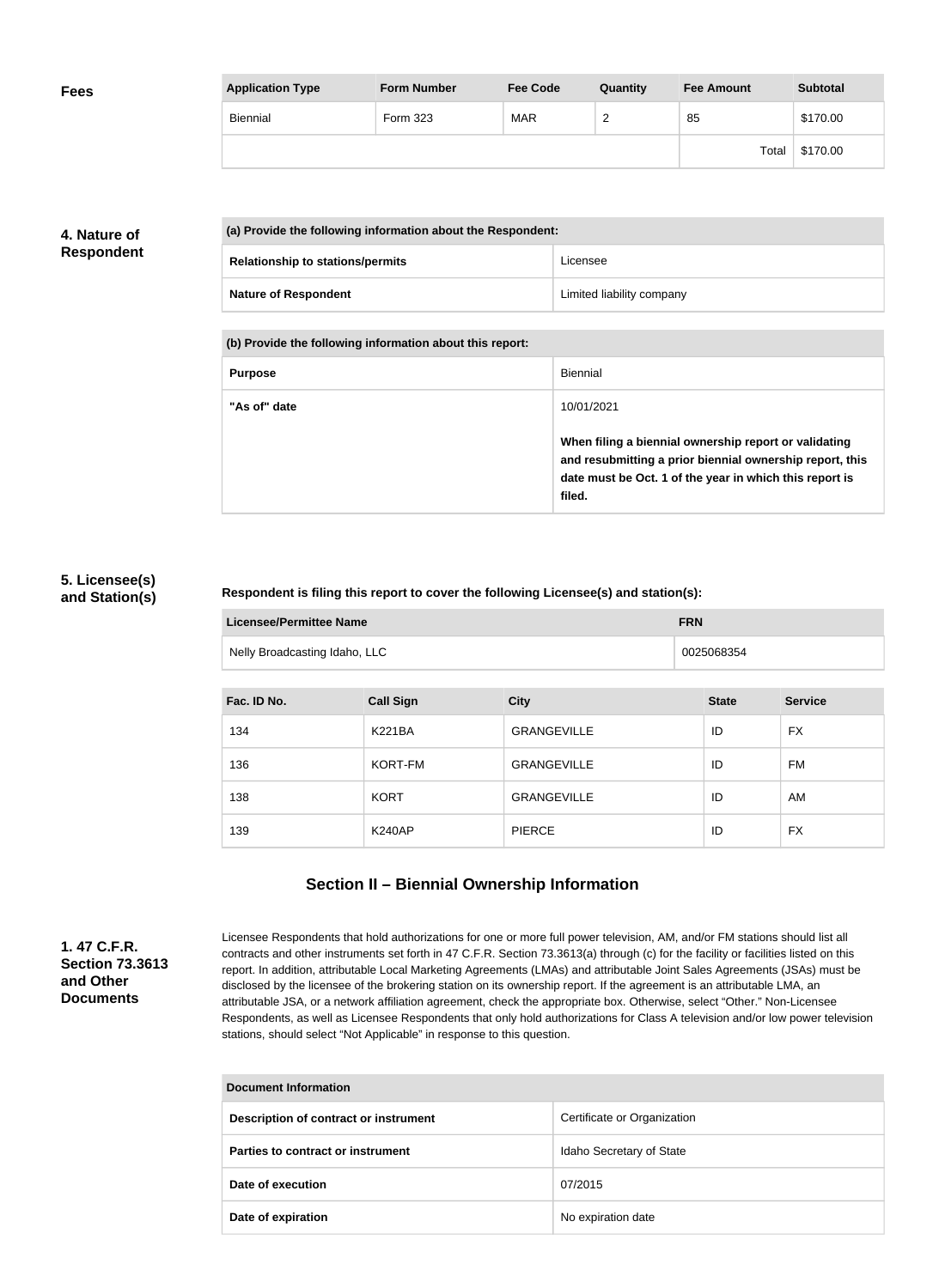## Fees

| Application Type | Form Number | Fee Code | Quantity | Fee Amount | Subtotal |
|---|---|---|---|---|---|
| Biennial | Form 323 | MAR | 2 | 85 | $170.00 |
| | | | | Total | $170.00 |

## 4. Nature of Respondent

| (a) Provide the following information about the Respondent: | |
|---|---|
| Relationship to stations/permits | Licensee |
| Nature of Respondent | Limited liability company |

| (b) Provide the following information about this report: | |
|---|---|
| Purpose | Biennial |
| "As of" date | 10/01/2021<br><br>**When filing a biennial ownership report or validating and resubmitting a prior biennial ownership report, this date must be Oct. 1 of the year in which this report is filed.** |

## 5. Licensee(s) and Station(s)

**Respondent is filing this report to cover the following Licensee(s) and station(s):**

| Licensee/Permittee Name | FRN |
|---|---|
| Nelly Broadcasting Idaho, LLC | 0025068354 |

| Fac. ID No. | Call Sign | City | State | Service |
|---|---|---|---|---|
| 134 | K221BA | GRANGEVILLE | ID | FX |
| 136 | KORT-FM | GRANGEVILLE | ID | FM |
| 138 | KORT | GRANGEVILLE | ID | AM |
| 139 | K240AP | PIERCE | ID | FX |

# Section II – Biennial Ownership Information

## 1. 47 C.F.R. Section 73.3613 and Other Documents

Licensee Respondents that hold authorizations for one or more full power television, AM, and/or FM stations should list all contracts and other instruments set forth in 47 C.F.R. Section 73.3613(a) through (c) for the facility or facilities listed on this report. In addition, attributable Local Marketing Agreements (LMAs) and attributable Joint Sales Agreements (JSAs) must be disclosed by the licensee of the brokering station on its ownership report. If the agreement is an attributable LMA, an attributable JSA, or a network affiliation agreement, check the appropriate box. Otherwise, select "Other." Non-Licensee Respondents, as well as Licensee Respondents that only hold authorizations for Class A television and/or low power television stations, should select "Not Applicable" in response to this question.

| Document Information | |
|---|---|
| Description of contract or instrument | Certificate or Organization |
| Parties to contract or instrument | Idaho Secretary of State |
| Date of execution | 07/2015 |
| Date of expiration | No expiration date |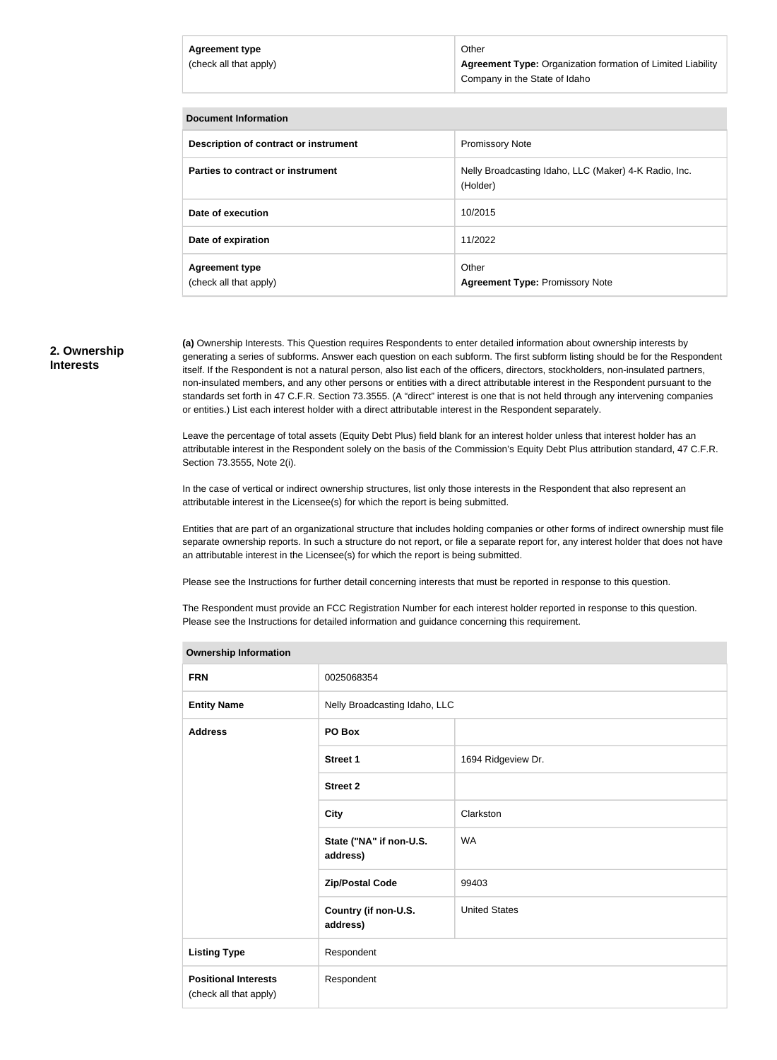| Agreement type (check all that apply) | Other<br>**Agreement Type:** Organization formation of Limited Liability Company in the State of Idaho |
|---|---|

| Document Information | |
|---|---|
| **Description of contract or instrument** | Promissory Note |
| **Parties to contract or instrument** | Nelly Broadcasting Idaho, LLC (Maker) 4-K Radio, Inc. (Holder) |
| **Date of execution** | 10/2015 |
| **Date of expiration** | 11/2022 |
| **Agreement type** (check all that apply) | Other<br>**Agreement Type:** Promissory Note |

## 2. Ownership Interests

**(a)** Ownership Interests. This Question requires Respondents to enter detailed information about ownership interests by generating a series of subforms. Answer each question on each subform. The first subform listing should be for the Respondent itself. If the Respondent is not a natural person, also list each of the officers, directors, stockholders, non-insulated partners, non-insulated members, and any other persons or entities with a direct attributable interest in the Respondent pursuant to the standards set forth in 47 C.F.R. Section 73.3555. (A "direct" interest is one that is not held through any intervening companies or entities.) List each interest holder with a direct attributable interest in the Respondent separately.

Leave the percentage of total assets (Equity Debt Plus) field blank for an interest holder unless that interest holder has an attributable interest in the Respondent solely on the basis of the Commission's Equity Debt Plus attribution standard, 47 C.F.R. Section 73.3555, Note 2(i).

In the case of vertical or indirect ownership structures, list only those interests in the Respondent that also represent an attributable interest in the Licensee(s) for which the report is being submitted.

Entities that are part of an organizational structure that includes holding companies or other forms of indirect ownership must file separate ownership reports. In such a structure do not report, or file a separate report for, any interest holder that does not have an attributable interest in the Licensee(s) for which the report is being submitted.

Please see the Instructions for further detail concerning interests that must be reported in response to this question.

The Respondent must provide an FCC Registration Number for each interest holder reported in response to this question. Please see the Instructions for detailed information and guidance concerning this requirement.

| Ownership Information | | |
|---|---|---|
| **FRN** | 0025068354 | |
| **Entity Name** | Nelly Broadcasting Idaho, LLC | |
| **Address** | **PO Box** | |
| | **Street 1** | 1694 Ridgeview Dr. |
| | **Street 2** | |
| | **City** | Clarkston |
| | **State ("NA" if non-U.S. address)** | WA |
| | **Zip/Postal Code** | 99403 |
| | **Country (if non-U.S. address)** | United States |
| **Listing Type** | Respondent | |
| **Positional Interests** (check all that apply) | Respondent | |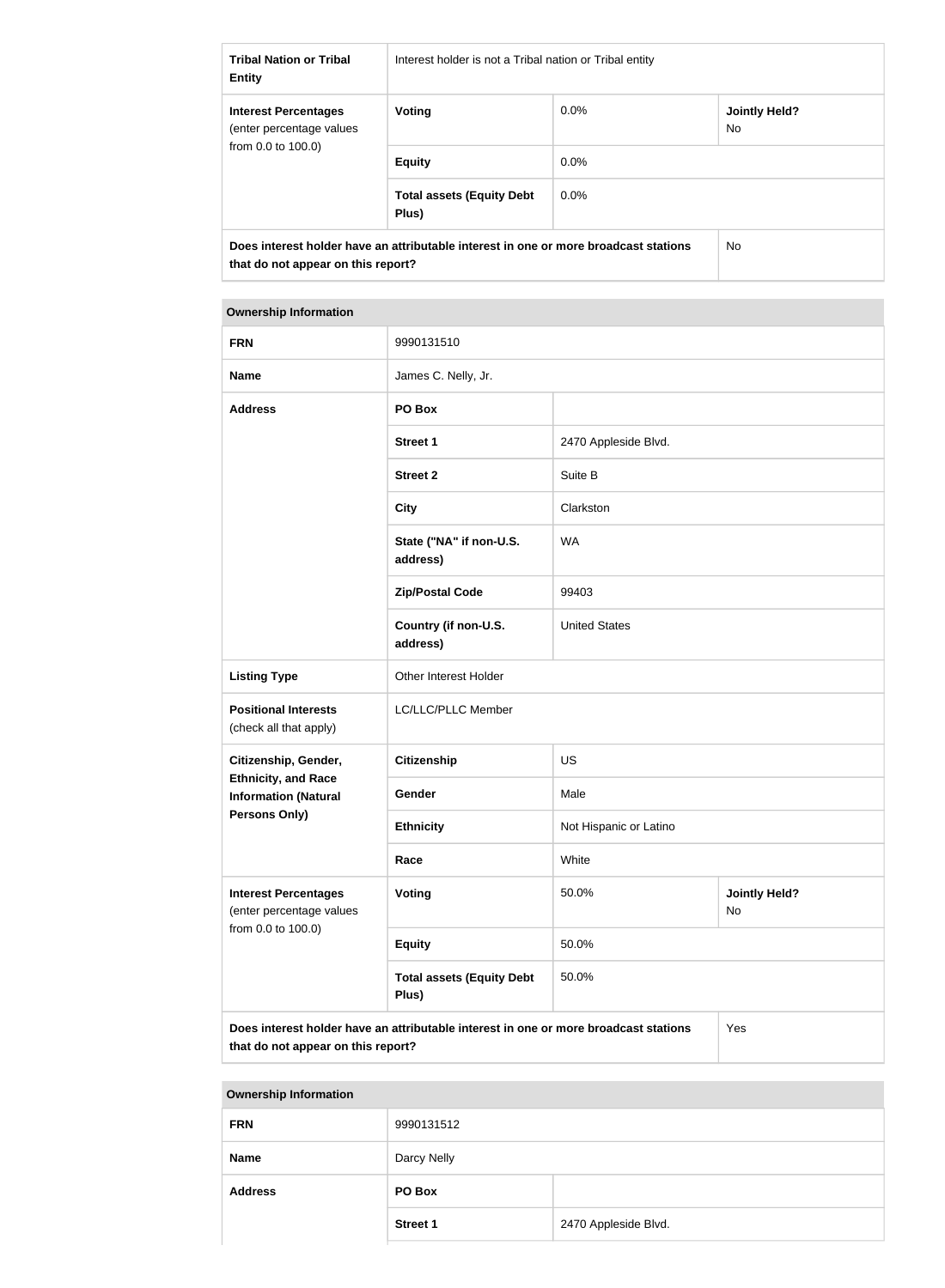| | | | |
|---|---|---|---|
| **Tribal Nation or Tribal Entity** | Interest holder is not a Tribal nation or Tribal entity | | |
| **Interest Percentages** (enter percentage values from 0.0 to 100.0) | **Voting** | 0.0% | **Jointly Held?** No |
| | **Equity** | 0.0% | |
| | **Total assets (Equity Debt Plus)** | 0.0% | |
| **Does interest holder have an attributable interest in one or more broadcast stations that do not appear on this report?** | | | No |

| **Ownership Information** | | | |
|---|---|---|---|
| **FRN** | 9990131510 | | |
| **Name** | James C. Nelly, Jr. | | |
| **Address** | **PO Box** | | |
| | **Street 1** | 2470 Appleside Blvd. | |
| | **Street 2** | Suite B | |
| | **City** | Clarkston | |
| | **State ("NA" if non-U.S. address)** | WA | |
| | **Zip/Postal Code** | 99403 | |
| | **Country (if non-U.S. address)** | United States | |
| **Listing Type** | Other Interest Holder | | |
| **Positional Interests** (check all that apply) | LC/LLC/PLLC Member | | |
| **Citizenship, Gender, Ethnicity, and Race Information (Natural Persons Only)** | **Citizenship** | US | |
| | **Gender** | Male | |
| | **Ethnicity** | Not Hispanic or Latino | |
| | **Race** | White | |
| **Interest Percentages** (enter percentage values from 0.0 to 100.0) | **Voting** | 50.0% | **Jointly Held?** No |
| | **Equity** | 50.0% | |
| | **Total assets (Equity Debt Plus)** | 50.0% | |
| **Does interest holder have an attributable interest in one or more broadcast stations that do not appear on this report?** | | | Yes |

| **Ownership Information** | | |
|---|---|---|
| **FRN** | 9990131512 | |
| **Name** | Darcy Nelly | |
| **Address** | **PO Box** | |
| | **Street 1** | 2470 Appleside Blvd. |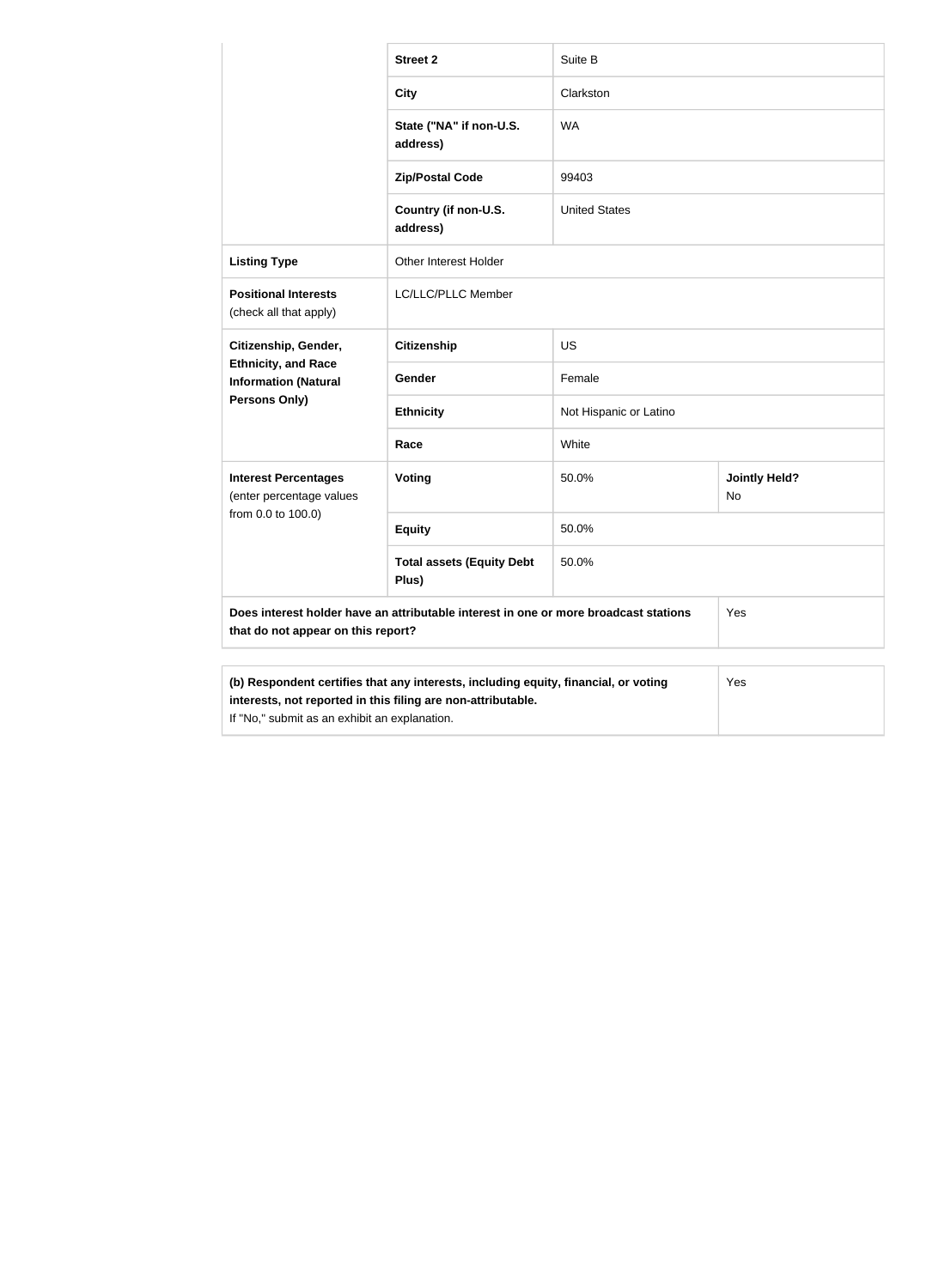| | | | |
|---|---|---|---|
| | **Street 2** | Suite B | |
| | **City** | Clarkston | |
| | **State ("NA" if non-U.S. address)** | WA | |
| | **Zip/Postal Code** | 99403 | |
| | **Country (if non-U.S. address)** | United States | |
| **Listing Type** | Other Interest Holder | | |
| **Positional Interests** (check all that apply) | LC/LLC/PLLC Member | | |
| **Citizenship, Gender, Ethnicity, and Race Information (Natural Persons Only)** | **Citizenship** | US | |
| | **Gender** | Female | |
| | **Ethnicity** | Not Hispanic or Latino | |
| | **Race** | White | |
| **Interest Percentages** (enter percentage values from 0.0 to 100.0) | **Voting** | 50.0% | **Jointly Held?** No |
| | **Equity** | 50.0% | |
| | **Total assets (Equity Debt Plus)** | 50.0% | |
| **Does interest holder have an attributable interest in one or more broadcast stations that do not appear on this report?** | | | Yes |

| | |
|---|---|
| **(b) Respondent certifies that any interests, including equity, financial, or voting interests, not reported in this filing are non-attributable.** If "No," submit as an exhibit an explanation. | Yes |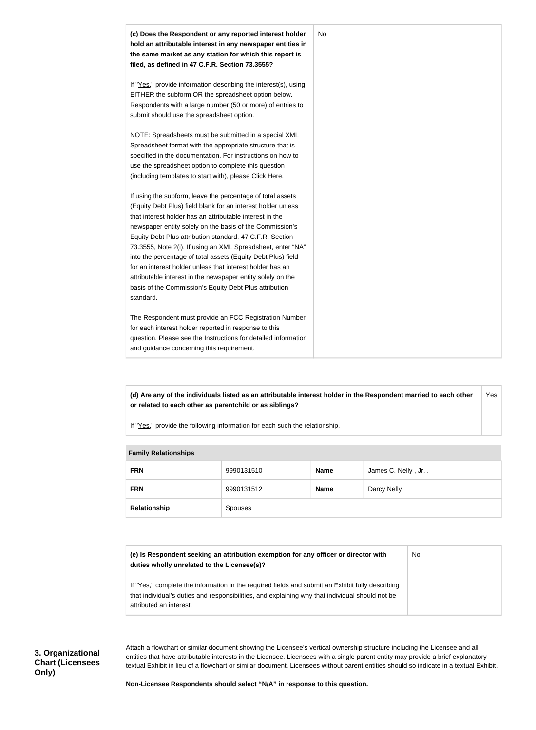| **(c) Does the Respondent or any reported interest holder hold an attributable interest in any newspaper entities in the same market as any station for which this report is filed, as defined in 47 C.F.R. Section 73.3555?**<br><br>If "Yes," provide information describing the interest(s), using EITHER the subform OR the spreadsheet option below. Respondents with a large number (50 or more) of entries to submit should use the spreadsheet option.<br><br>NOTE: Spreadsheets must be submitted in a special XML Spreadsheet format with the appropriate structure that is specified in the documentation. For instructions on how to use the spreadsheet option to complete this question (including templates to start with), please Click Here.<br><br>If using the subform, leave the percentage of total assets (Equity Debt Plus) field blank for an interest holder unless that interest holder has an attributable interest in the newspaper entity solely on the basis of the Commission's Equity Debt Plus attribution standard, 47 C.F.R. Section 73.3555, Note 2(i). If using an XML Spreadsheet, enter "NA" into the percentage of total assets (Equity Debt Plus) field for an interest holder unless that interest holder has an attributable interest in the newspaper entity solely on the basis of the Commission's Equity Debt Plus attribution standard.<br><br>The Respondent must provide an FCC Registration Number for each interest holder reported in response to this question. Please see the Instructions for detailed information and guidance concerning this requirement. | No |
|---|---|

| **(d) Are any of the individuals listed as an attributable interest holder in the Respondent married to each other or related to each other as parentchild or as siblings?**<br><br>If "Yes," provide the following information for each such the relationship. | Yes |
|---|---|

| **Family Relationships** | | | |
|---|---|---|---|
| **FRN** | 9990131510 | **Name** | James C. Nelly , Jr. . |
| **FRN** | 9990131512 | **Name** | Darcy Nelly |
| **Relationship** | Spouses | | |

| **(e) Is Respondent seeking an attribution exemption for any officer or director with duties wholly unrelated to the Licensee(s)?**<br><br>If "Yes," complete the information in the required fields and submit an Exhibit fully describing that individual's duties and responsibilities, and explaining why that individual should not be attributed an interest. | No |
|---|---|

**3. Organizational Chart (Licensees Only)**

Attach a flowchart or similar document showing the Licensee's vertical ownership structure including the Licensee and all entities that have attributable interests in the Licensee. Licensees with a single parent entity may provide a brief explanatory textual Exhibit in lieu of a flowchart or similar document. Licensees without parent entities should so indicate in a textual Exhibit.

**Non-Licensee Respondents should select "N/A" in response to this question.**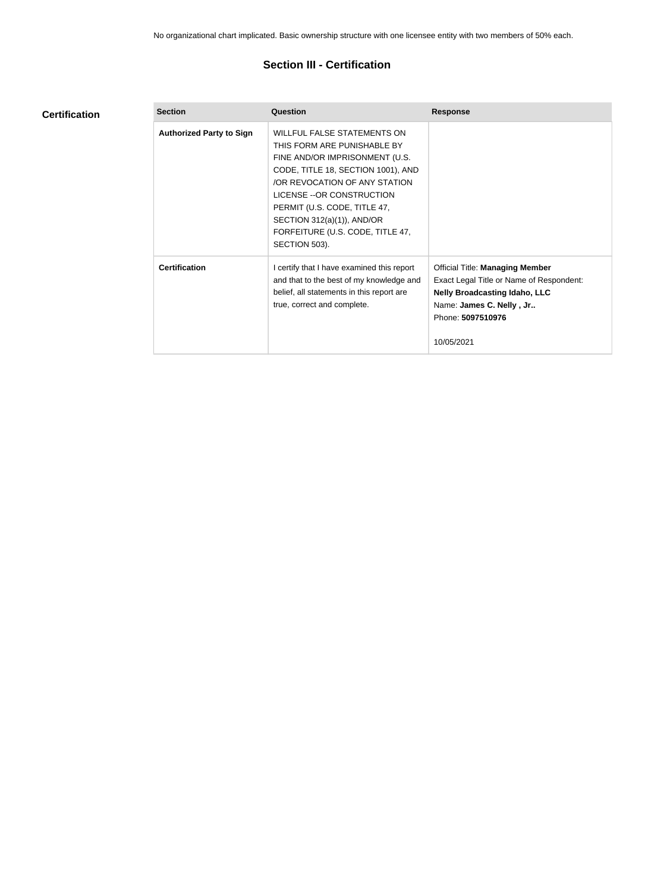No organizational chart implicated. Basic ownership structure with one licensee entity with two members of 50% each.

## Section III - Certification

**Certification**

| Section | Question | Response |
|---|---|---|
| **Authorized Party to Sign** | WILLFUL FALSE STATEMENTS ON THIS FORM ARE PUNISHABLE BY FINE AND/OR IMPRISONMENT (U.S. CODE, TITLE 18, SECTION 1001), AND /OR REVOCATION OF ANY STATION LICENSE --OR CONSTRUCTION PERMIT (U.S. CODE, TITLE 47, SECTION 312(a)(1)), AND/OR FORFEITURE (U.S. CODE, TITLE 47, SECTION 503). | |
| **Certification** | I certify that I have examined this report and that to the best of my knowledge and belief, all statements in this report are true, correct and complete. | Official Title: **Managing Member**<br>Exact Legal Title or Name of Respondent: **Nelly Broadcasting Idaho, LLC**<br>Name: **James C. Nelly , Jr..**<br>Phone: **5097510976**<br><br>10/05/2021 |